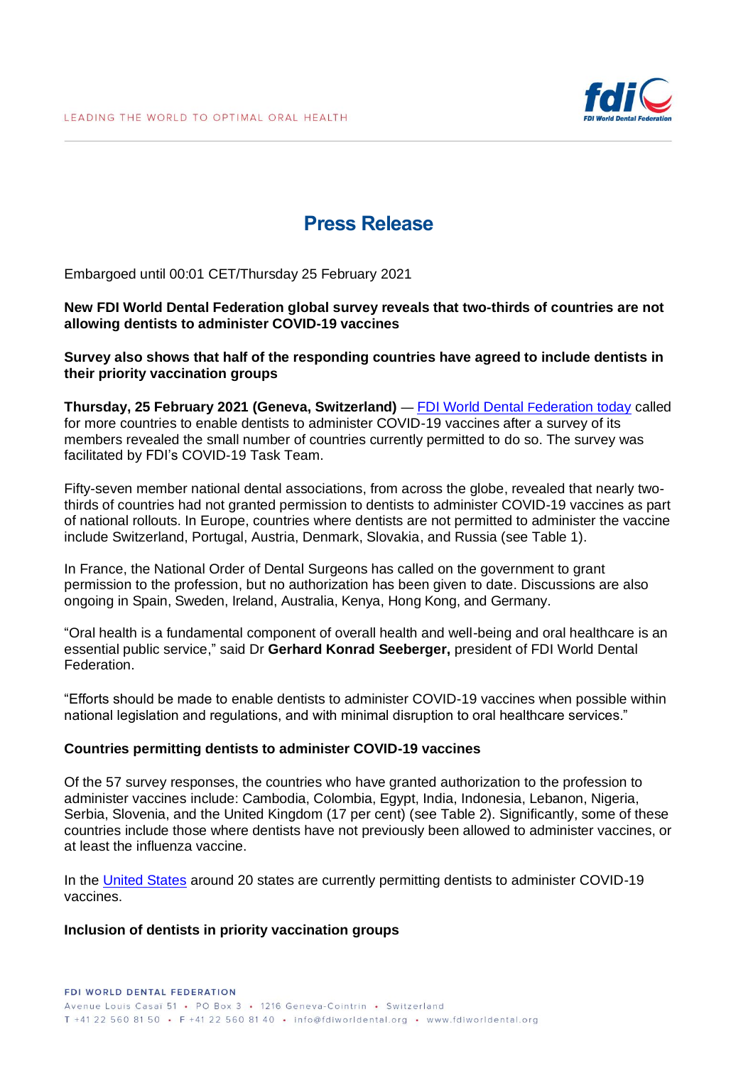LEADING THE WORLD TO OPTIMAL ORAL HEALTH

# Press Release

Embargoed until 00:01 CET/Thursday 25 February 2021

**New FDI World Dental Federation global survey reveals that two-thirds of countries are not allowing dentists to administer COVID-19 vaccines**

**Survey also shows that half of the responding countries have agreed to include dentists in their priority vaccination groups**

**Thursday, 25 February 2021 (Geneva, Switzerland)** — [FDI World Dental Federation today] called for more countries to enable dentists to administer COVID-19 vaccines after a survey of its members revealed the small number of countries currently permitted to do so. The survey was facilitated by FDI's COVID-19 Task Team.

Fifty-seven member national dental associations, from across the globe, revealed that nearly two-thirds of countries had not granted permission to dentists to administer COVID-19 vaccines as part of national rollouts. In Europe, countries where dentists are not permitted to administer the vaccine include Switzerland, Portugal, Austria, Denmark, Slovakia, and Russia (see Table 1).

In France, the National Order of Dental Surgeons has called on the government to grant permission to the profession, but no authorization has been given to date. Discussions are also ongoing in Spain, Sweden, Ireland, Australia, Kenya, Hong Kong, and Germany.

"Oral health is a fundamental component of overall health and well-being and oral healthcare is an essential public service," said Dr **Gerhard Konrad Seeberger,** president of FDI World Dental Federation.

"Efforts should be made to enable dentists to administer COVID-19 vaccines when possible within national legislation and regulations, and with minimal disruption to oral healthcare services."

**Countries permitting dentists to administer COVID-19 vaccines**

Of the 57 survey responses, the countries who have granted authorization to the profession to administer vaccines include: Cambodia, Colombia, Egypt, India, Indonesia, Lebanon, Nigeria, Serbia, Slovenia, and the United Kingdom (17 per cent) (see Table 2). Significantly, some of these countries include those where dentists have not previously been allowed to administer vaccines, or at least the influenza vaccine.

In the [United States] around 20 states are currently permitting dentists to administer COVID-19 vaccines.

**Inclusion of dentists in priority vaccination groups**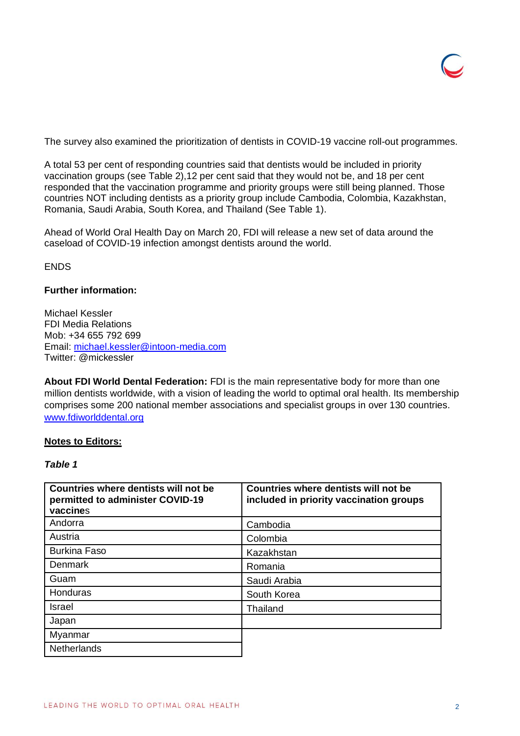The survey also examined the prioritization of dentists in COVID-19 vaccine roll-out programmes.

A total 53 per cent of responding countries said that dentists would be included in priority vaccination groups (see Table 2),12 per cent said that they would not be, and 18 per cent responded that the vaccination programme and priority groups were still being planned. Those countries NOT including dentists as a priority group include Cambodia, Colombia, Kazakhstan, Romania, Saudi Arabia, South Korea, and Thailand (See Table 1).

Ahead of World Oral Health Day on March 20, FDI will release a new set of data around the caseload of COVID-19 infection amongst dentists around the world.

ENDS

**Further information:**

Michael Kessler
FDI Media Relations
Mob: +34 655 792 699
Email: michael.kessler@intoon-media.com
Twitter: @mickessler

**About FDI World Dental Federation:** FDI is the main representative body for more than one million dentists worldwide, with a vision of leading the world to optimal oral health. Its membership comprises some 200 national member associations and specialist groups in over 130 countries. www.fdiworlddental.org

**Notes to Editors:**

***Table 1***

| Countries where dentists will not be permitted to administer COVID-19 vaccines | Countries where dentists will not be included in priority vaccination groups |
|---|---|
| Andorra | Cambodia |
| Austria | Colombia |
| Burkina Faso | Kazakhstan |
| Denmark | Romania |
| Guam | Saudi Arabia |
| Honduras | South Korea |
| Israel | Thailand |
| Japan | |
| Myanmar | |
| Netherlands | |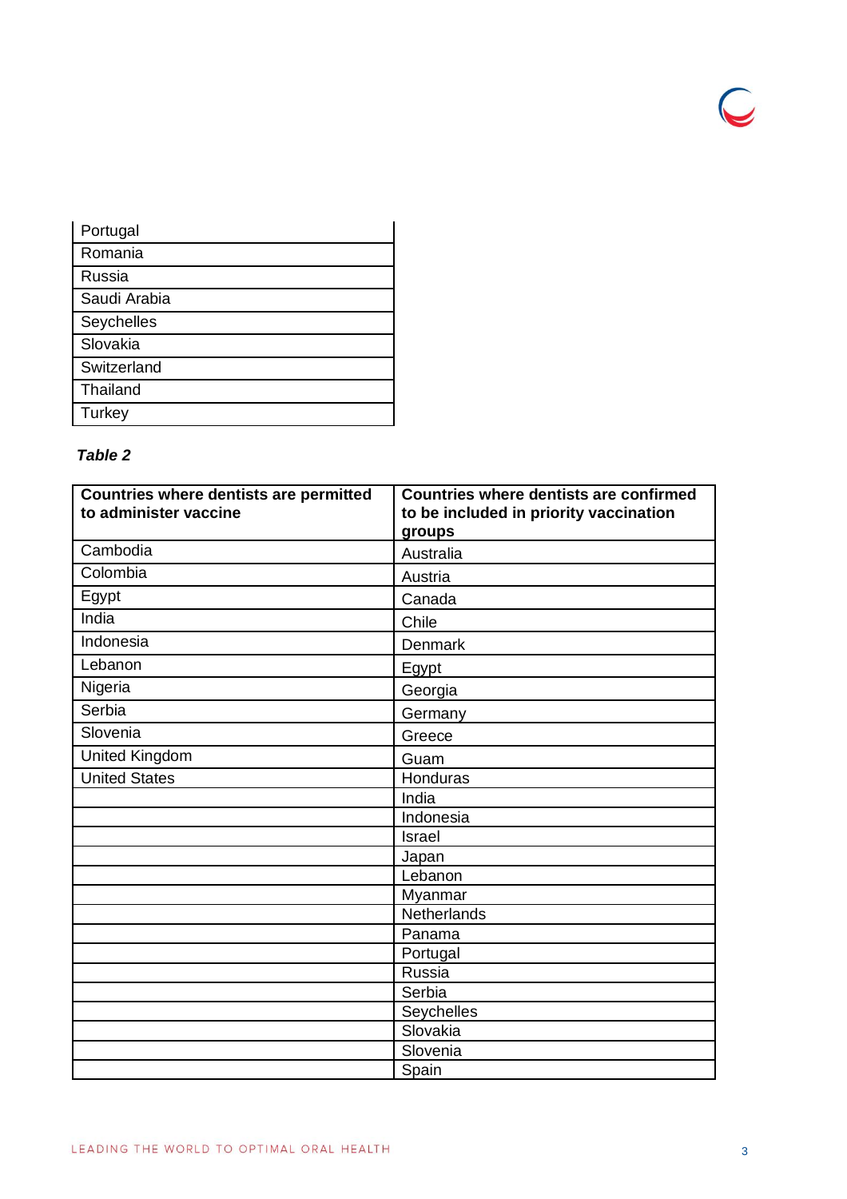| Portugal |
|---|
| Romania |
| Russia |
| Saudi Arabia |
| Seychelles |
| Slovakia |
| Switzerland |
| Thailand |
| Turkey |

***Table 2***

| Countries where dentists are permitted to administer vaccine | Countries where dentists are confirmed to be included in priority vaccination groups |
|---|---|
| Cambodia | Australia |
| Colombia | Austria |
| Egypt | Canada |
| India | Chile |
| Indonesia | Denmark |
| Lebanon | Egypt |
| Nigeria | Georgia |
| Serbia | Germany |
| Slovenia | Greece |
| United Kingdom | Guam |
| United States | Honduras |
| | India |
| | Indonesia |
| | Israel |
| | Japan |
| | Lebanon |
| | Myanmar |
| | Netherlands |
| | Panama |
| | Portugal |
| | Russia |
| | Serbia |
| | Seychelles |
| | Slovakia |
| | Slovenia |
| | Spain |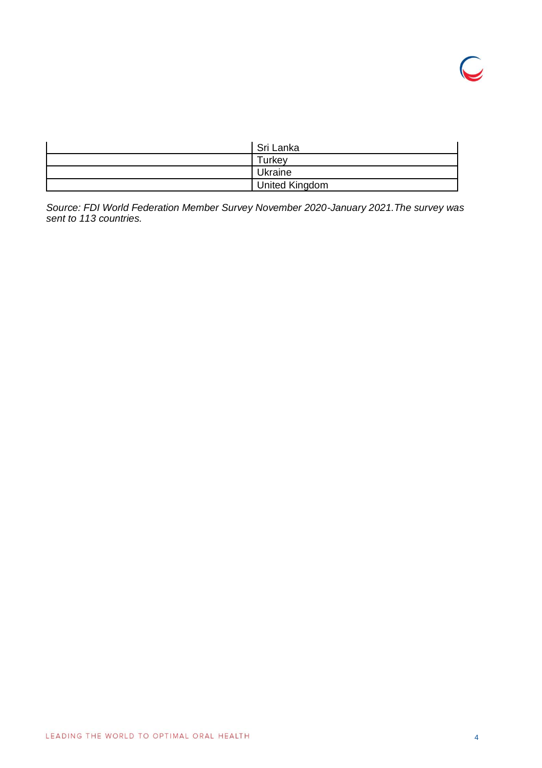| | |
|---|---|
| | Sri Lanka |
| | Turkey |
| | Ukraine |
| | United Kingdom |

*Source: FDI World Federation Member Survey November 2020-January 2021.The survey was sent to 113 countries.*